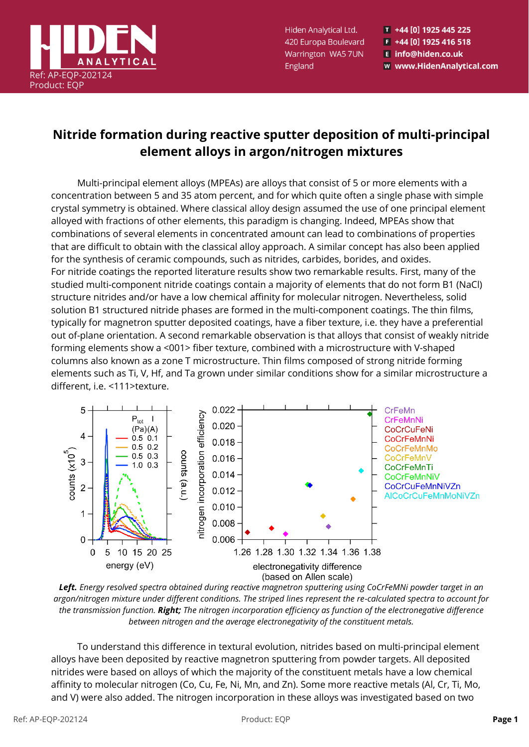Ref: AP-EQP-202124
Product: EQP

Hiden Analytical Ltd.
420 Europa Boulevard
Warrington WA5 7UN
England

T +44 [0] 1925 445 225
F +44 [0] 1925 416 518
E info@hiden.co.uk
W www.HidenAnalytical.com

# Nitride formation during reactive sputter deposition of multi-principal element alloys in argon/nitrogen mixtures

Multi-principal element alloys (MPEAs) are alloys that consist of 5 or more elements with a concentration between 5 and 35 atom percent, and for which quite often a single phase with simple crystal symmetry is obtained. Where classical alloy design assumed the use of one principal element alloyed with fractions of other elements, this paradigm is changing. Indeed, MPEAs show that combinations of several elements in concentrated amount can lead to combinations of properties that are difficult to obtain with the classical alloy approach. A similar concept has also been applied for the synthesis of ceramic compounds, such as nitrides, carbides, borides, and oxides.
For nitride coatings the reported literature results show two remarkable results. First, many of the studied multi-component nitride coatings contain a majority of elements that do not form B1 (NaCl) structure nitrides and/or have a low chemical affinity for molecular nitrogen. Nevertheless, solid solution B1 structured nitride phases are formed in the multi-component coatings. The thin films, typically for magnetron sputter deposited coatings, have a fiber texture, i.e. they have a preferential out of-plane orientation. A second remarkable observation is that alloys that consist of weakly nitride forming elements show a <001> fiber texture, combined with a microstructure with V-shaped columns also known as a zone T microstructure. Thin films composed of strong nitride forming elements such as Ti, V, Hf, and Ta grown under similar conditions show for a similar microstructure a different, i.e. <111>texture.

***Left.*** *Energy resolved spectra obtained during reactive magnetron sputtering using CoCrFeMnNi powder target in an argon/nitrogen mixture under different conditions. The striped lines represent the re-calculated spectra to account for the transmission function.* ***Right;*** *The nitrogen incorporation efficiency as function of the electronegative difference between nitrogen and the average electronegativity of the constituent metals.*

To understand this difference in textural evolution, nitrides based on multi-principal element alloys have been deposited by reactive magnetron sputtering from powder targets. All deposited nitrides were based on alloys of which the majority of the constituent metals have a low chemical affinity to molecular nitrogen (Co, Cu, Fe, Ni, Mn, and Zn). Some more reactive metals (Al, Cr, Ti, Mo, and V) were also added. The nitrogen incorporation in these alloys was investigated based on two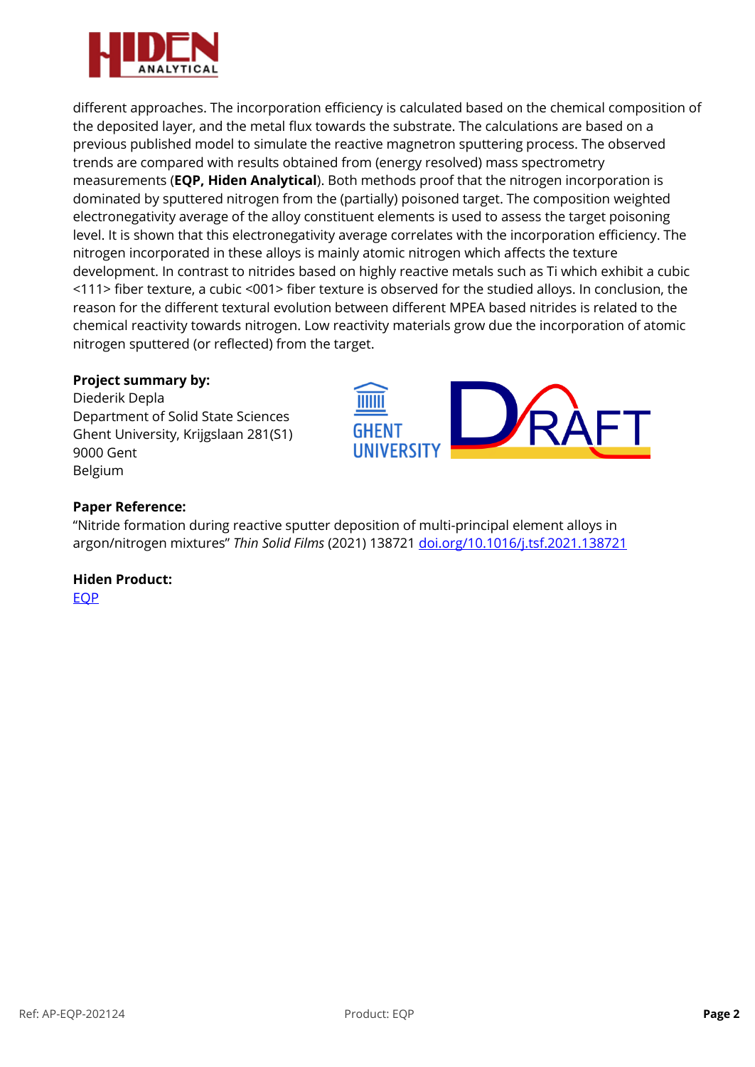different approaches. The incorporation efficiency is calculated based on the chemical composition of the deposited layer, and the metal flux towards the substrate. The calculations are based on a previous published model to simulate the reactive magnetron sputtering process. The observed trends are compared with results obtained from (energy resolved) mass spectrometry measurements (**EQP, Hiden Analytical**). Both methods proof that the nitrogen incorporation is dominated by sputtered nitrogen from the (partially) poisoned target. The composition weighted electronegativity average of the alloy constituent elements is used to assess the target poisoning level. It is shown that this electronegativity average correlates with the incorporation efficiency. The nitrogen incorporated in these alloys is mainly atomic nitrogen which affects the texture development. In contrast to nitrides based on highly reactive metals such as Ti which exhibit a cubic <111> fiber texture, a cubic <001> fiber texture is observed for the studied alloys. In conclusion, the reason for the different textural evolution between different MPEA based nitrides is related to the chemical reactivity towards nitrogen. Low reactivity materials grow due the incorporation of atomic nitrogen sputtered (or reflected) from the target.

**Project summary by:**
Diederik Depla
Department of Solid State Sciences
Ghent University, Krijgslaan 281(S1)
9000 Gent
Belgium

**Paper Reference:**
"Nitride formation during reactive sputter deposition of multi-principal element alloys in argon/nitrogen mixtures" *Thin Solid Films* (2021) 138721 [doi.org/10.1016/j.tsf.2021.138721](https://doi.org/10.1016/j.tsf.2021.138721)

**Hiden Product:**
[EQP]()